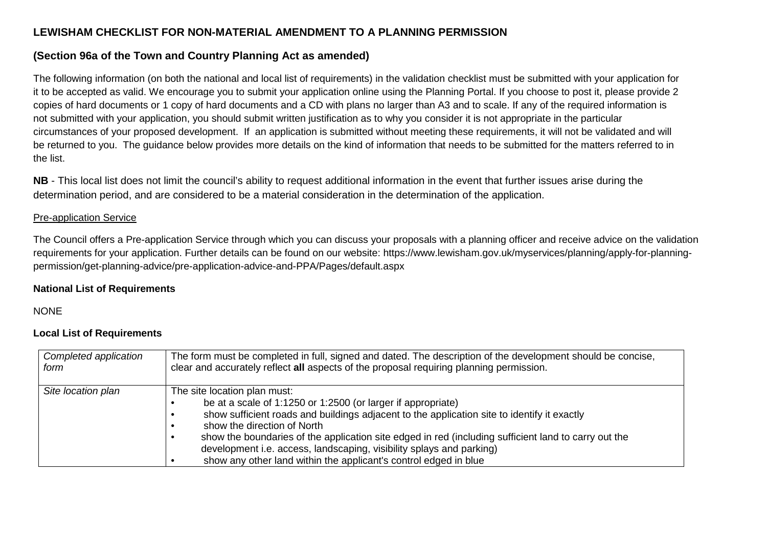## LEWISHAM CHECKLIST FOR NON-MATERIAL AMENDMENT TO A PLANNING PERMISSION

### (Section 96a of the Town and Country Planning Act as amended)

The following information (on both the national and local list of requirements) in the validation checklist must be submitted with your application for it to be accepted as valid. We encourage you to submit your application online using the Planning Portal. If you choose to post it, please provide 2 copies of hard documents or 1 copy of hard documents and a CD with plans no larger than A3 and to scale. If any of the required information is not submitted with your application, you should submit written justification as to why you consider it is not appropriate in the particular circumstances of your proposed development. If an application is submitted without meeting these requirements, it will not be validated and will be returned to you. The guidance below provides more details on the kind of information that needs to be submitted for the matters referred to in the list.

**NB** - This local list does not limit the council's ability to request additional information in the event that further issues arise during the determination period, and are considered to be a material consideration in the determination of the application.

Pre-application Service

The Council offers a Pre-application Service through which you can discuss your proposals with a planning officer and receive advice on the validation requirements for your application. Further details can be found on our website: https://www.lewisham.gov.uk/myservices/planning/apply-for-planning-permission/get-planning-advice/pre-application-advice-and-PPA/Pages/default.aspx

**National List of Requirements**

NONE

**Local List of Requirements**

| | |
|---|---|
| *Completed application form* | The form must be completed in full, signed and dated. The description of the development should be concise, clear and accurately reflect **all** aspects of the proposal requiring planning permission. |
| *Site location plan* | The site location plan must:<br>• be at a scale of 1:1250 or 1:2500 (or larger if appropriate)<br>• show sufficient roads and buildings adjacent to the application site to identify it exactly<br>• show the direction of North<br>• show the boundaries of the application site edged in red (including sufficient land to carry out the development i.e. access, landscaping, visibility splays and parking)<br>• show any other land within the applicant's control edged in blue |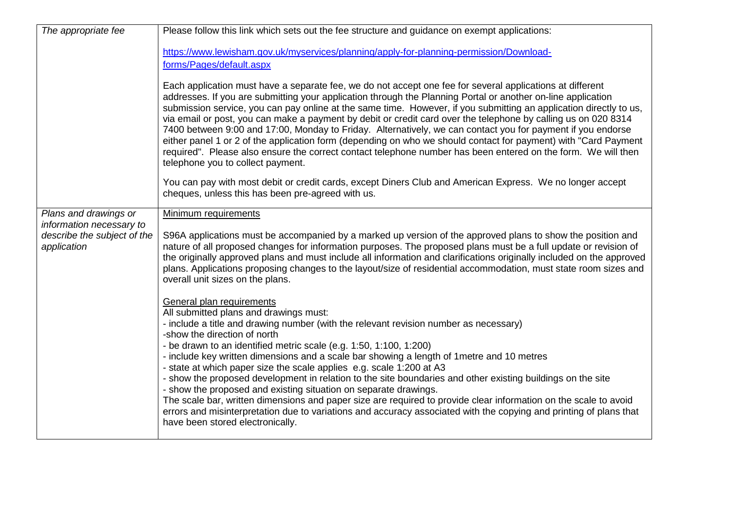| | |
|---|---|
| *The appropriate fee* | Please follow this link which sets out the fee structure and guidance on exempt applications:<br><br>[https://www.lewisham.gov.uk/myservices/planning/apply-for-planning-permission/Download-forms/Pages/default.aspx](https://www.lewisham.gov.uk/myservices/planning/apply-for-planning-permission/Download-forms/Pages/default.aspx)<br><br>Each application must have a separate fee, we do not accept one fee for several applications at different addresses. If you are submitting your application through the Planning Portal or another on-line application submission service, you can pay online at the same time. However, if you submitting an application directly to us, via email or post, you can make a payment by debit or credit card over the telephone by calling us on 020 8314 7400 between 9:00 and 17:00, Monday to Friday. Alternatively, we can contact you for payment if you endorse either panel 1 or 2 of the application form (depending on who we should contact for payment) with "Card Payment required". Please also ensure the correct contact telephone number has been entered on the form. We will then telephone you to collect payment.<br><br>You can pay with most debit or credit cards, except Diners Club and American Express. We no longer accept cheques, unless this has been pre-agreed with us. |
| *Plans and drawings or information necessary to describe the subject of the application* | <u>Minimum requirements</u><br><br>S96A applications must be accompanied by a marked up version of the approved plans to show the position and nature of all proposed changes for information purposes. The proposed plans must be a full update or revision of the originally approved plans and must include all information and clarifications originally included on the approved plans. Applications proposing changes to the layout/size of residential accommodation, must state room sizes and overall unit sizes on the plans.<br><br><u>General plan requirements</u><br>All submitted plans and drawings must:<br>- include a title and drawing number (with the relevant revision number as necessary)<br>-show the direction of north<br>- be drawn to an identified metric scale (e.g. 1:50, 1:100, 1:200)<br>- include key written dimensions and a scale bar showing a length of 1metre and 10 metres<br>- state at which paper size the scale applies e.g. scale 1:200 at A3<br>- show the proposed development in relation to the site boundaries and other existing buildings on the site<br>- show the proposed and existing situation on separate drawings.<br>The scale bar, written dimensions and paper size are required to provide clear information on the scale to avoid errors and misinterpretation due to variations and accuracy associated with the copying and printing of plans that have been stored electronically. |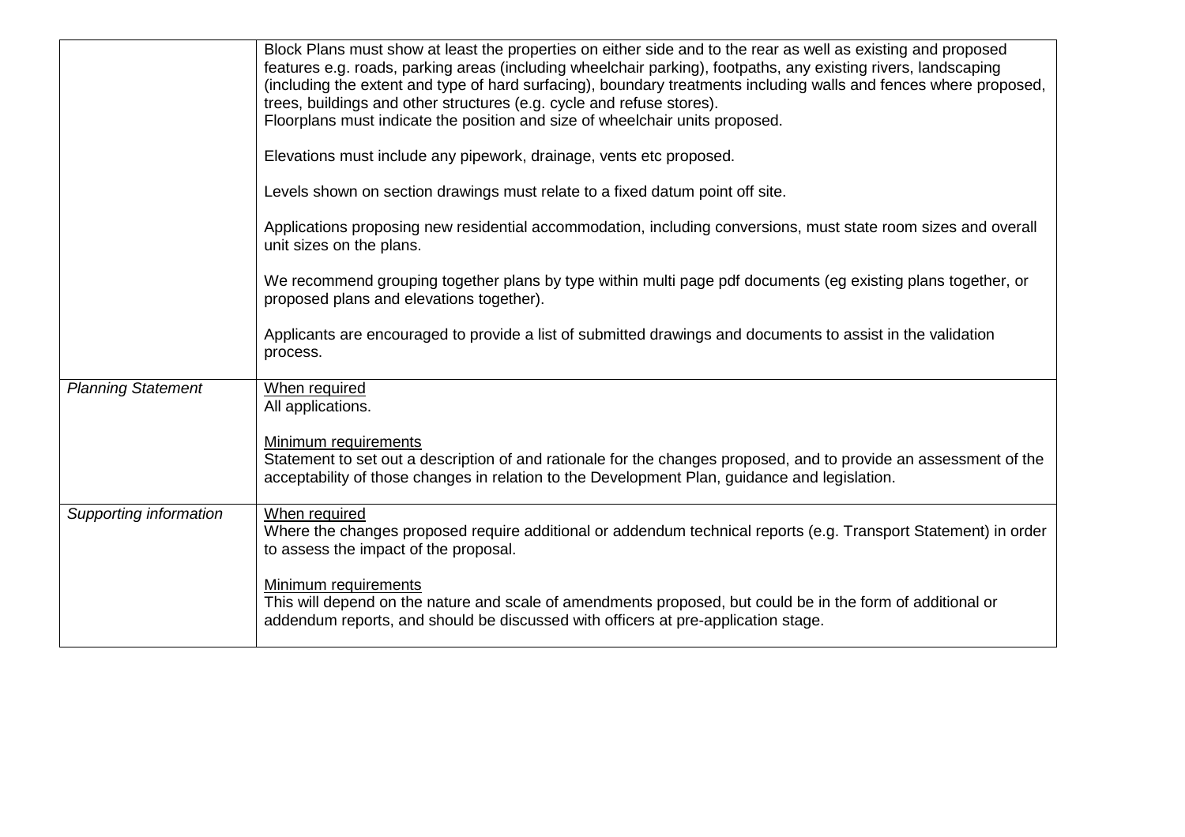| | |
|---|---|
| | Block Plans must show at least the properties on either side and to the rear as well as existing and proposed features e.g. roads, parking areas (including wheelchair parking), footpaths, any existing rivers, landscaping (including the extent and type of hard surfacing), boundary treatments including walls and fences where proposed, trees, buildings and other structures (e.g. cycle and refuse stores).<br>Floorplans must indicate the position and size of wheelchair units proposed.<br><br>Elevations must include any pipework, drainage, vents etc proposed.<br><br>Levels shown on section drawings must relate to a fixed datum point off site.<br><br>Applications proposing new residential accommodation, including conversions, must state room sizes and overall unit sizes on the plans.<br><br>We recommend grouping together plans by type within multi page pdf documents (eg existing plans together, or proposed plans and elevations together).<br><br>Applicants are encouraged to provide a list of submitted drawings and documents to assist in the validation process. |
| *Planning Statement* | <u>When required</u><br>All applications.<br><br><u>Minimum requirements</u><br>Statement to set out a description of and rationale for the changes proposed, and to provide an assessment of the acceptability of those changes in relation to the Development Plan, guidance and legislation. |
| *Supporting information* | <u>When required</u><br>Where the changes proposed require additional or addendum technical reports (e.g. Transport Statement) in order to assess the impact of the proposal.<br><br><u>Minimum requirements</u><br>This will depend on the nature and scale of amendments proposed, but could be in the form of additional or addendum reports, and should be discussed with officers at pre-application stage. |